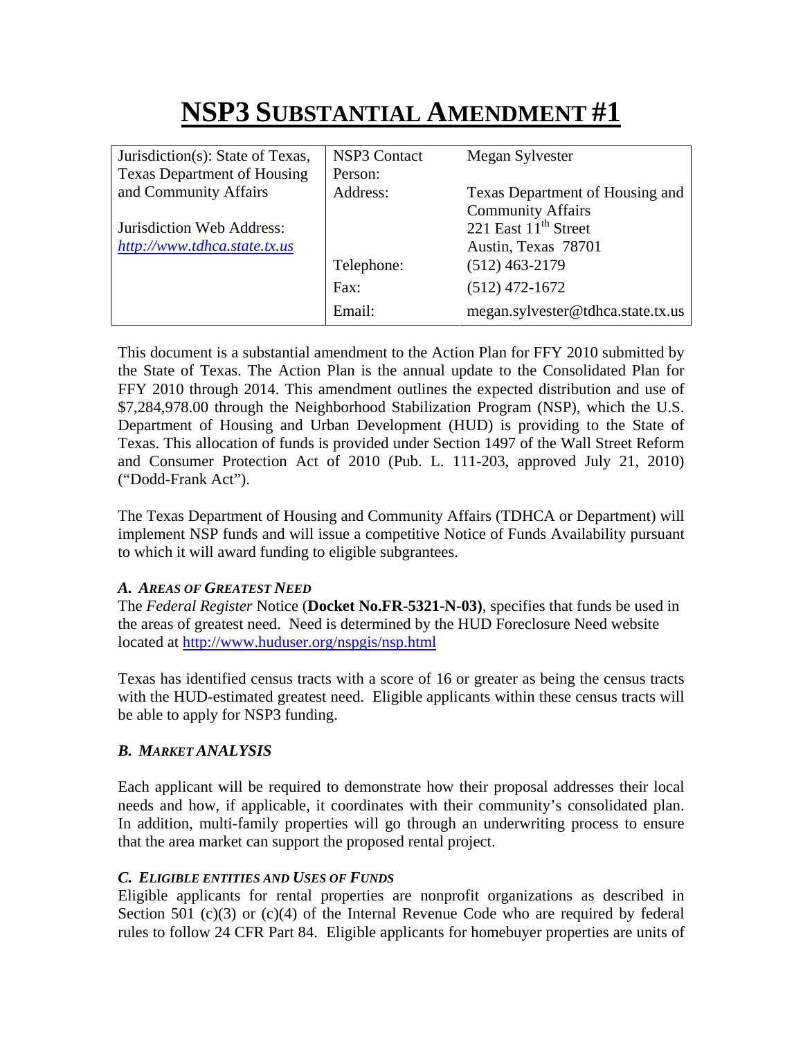# NSP3 SUBSTANTIAL AMENDMENT #1

| Jurisdiction(s): State of Texas, Texas Department of Housing and Community Affairs | NSP3 Contact Person: | Megan Sylvester |
|---|---|---|
| Jurisdiction Web Address: http://www.tdhca.state.tx.us | Address: | Texas Department of Housing and Community Affairs 221 East 11th Street Austin, Texas 78701 |
| | Telephone: | (512) 463-2179 |
| | Fax: | (512) 472-1672 |
| | Email: | megan.sylvester@tdhca.state.tx.us |

This document is a substantial amendment to the Action Plan for FFY 2010 submitted by the State of Texas. The Action Plan is the annual update to the Consolidated Plan for FFY 2010 through 2014. This amendment outlines the expected distribution and use of $7,284,978.00 through the Neighborhood Stabilization Program (NSP), which the U.S. Department of Housing and Urban Development (HUD) is providing to the State of Texas. This allocation of funds is provided under Section 1497 of the Wall Street Reform and Consumer Protection Act of 2010 (Pub. L. 111-203, approved July 21, 2010) ("Dodd-Frank Act").

The Texas Department of Housing and Community Affairs (TDHCA or Department) will implement NSP funds and will issue a competitive Notice of Funds Availability pursuant to which it will award funding to eligible subgrantees.

### *A. AREAS OF GREATEST NEED*

The *Federal Register* Notice (**Docket No.FR-5321-N-03)**, specifies that funds be used in the areas of greatest need. Need is determined by the HUD Foreclosure Need website located at http://www.huduser.org/nspgis/nsp.html

Texas has identified census tracts with a score of 16 or greater as being the census tracts with the HUD-estimated greatest need. Eligible applicants within these census tracts will be able to apply for NSP3 funding.

### *B. MARKET ANALYSIS*

Each applicant will be required to demonstrate how their proposal addresses their local needs and how, if applicable, it coordinates with their community's consolidated plan. In addition, multi-family properties will go through an underwriting process to ensure that the area market can support the proposed rental project.

### *C. ELIGIBLE ENTITIES AND USES OF FUNDS*

Eligible applicants for rental properties are nonprofit organizations as described in Section 501 (c)(3) or (c)(4) of the Internal Revenue Code who are required by federal rules to follow 24 CFR Part 84. Eligible applicants for homebuyer properties are units of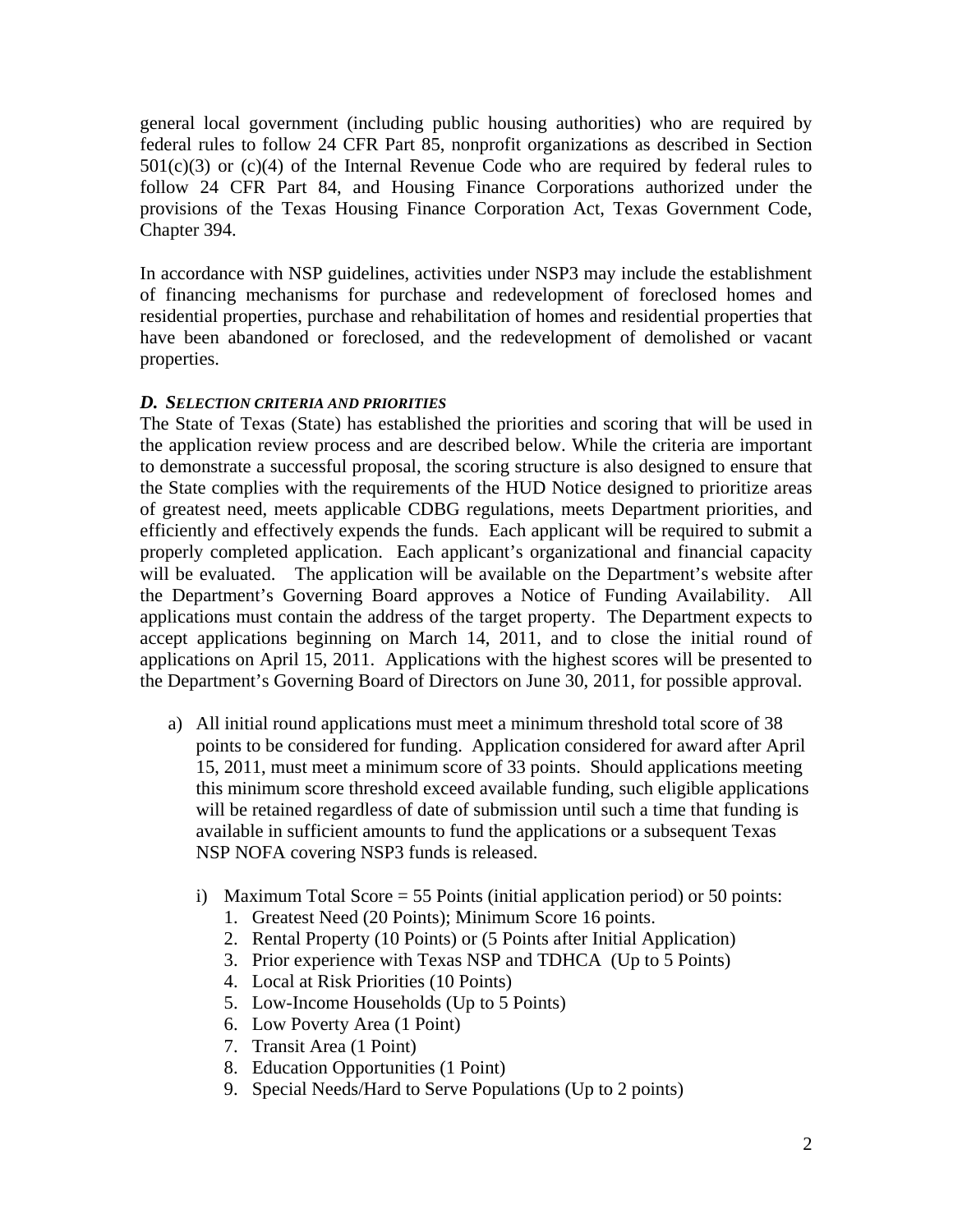general local government (including public housing authorities) who are required by federal rules to follow 24 CFR Part 85, nonprofit organizations as described in Section 501(c)(3) or (c)(4) of the Internal Revenue Code who are required by federal rules to follow 24 CFR Part 84, and Housing Finance Corporations authorized under the provisions of the Texas Housing Finance Corporation Act, Texas Government Code, Chapter 394.

In accordance with NSP guidelines, activities under NSP3 may include the establishment of financing mechanisms for purchase and redevelopment of foreclosed homes and residential properties, purchase and rehabilitation of homes and residential properties that have been abandoned or foreclosed, and the redevelopment of demolished or vacant properties.

### *D. SELECTION CRITERIA AND PRIORITIES*

The State of Texas (State) has established the priorities and scoring that will be used in the application review process and are described below. While the criteria are important to demonstrate a successful proposal, the scoring structure is also designed to ensure that the State complies with the requirements of the HUD Notice designed to prioritize areas of greatest need, meets applicable CDBG regulations, meets Department priorities, and efficiently and effectively expends the funds. Each applicant will be required to submit a properly completed application. Each applicant's organizational and financial capacity will be evaluated. The application will be available on the Department's website after the Department's Governing Board approves a Notice of Funding Availability. All applications must contain the address of the target property. The Department expects to accept applications beginning on March 14, 2011, and to close the initial round of applications on April 15, 2011. Applications with the highest scores will be presented to the Department's Governing Board of Directors on June 30, 2011, for possible approval.

a) All initial round applications must meet a minimum threshold total score of 38 points to be considered for funding. Application considered for award after April 15, 2011, must meet a minimum score of 33 points. Should applications meeting this minimum score threshold exceed available funding, such eligible applications will be retained regardless of date of submission until such a time that funding is available in sufficient amounts to fund the applications or a subsequent Texas NSP NOFA covering NSP3 funds is released.

   i) Maximum Total Score = 55 Points (initial application period) or 50 points:
      1. Greatest Need (20 Points); Minimum Score 16 points.
      2. Rental Property (10 Points) or (5 Points after Initial Application)
      3. Prior experience with Texas NSP and TDHCA (Up to 5 Points)
      4. Local at Risk Priorities (10 Points)
      5. Low-Income Households (Up to 5 Points)
      6. Low Poverty Area (1 Point)
      7. Transit Area (1 Point)
      8. Education Opportunities (1 Point)
      9. Special Needs/Hard to Serve Populations (Up to 2 points)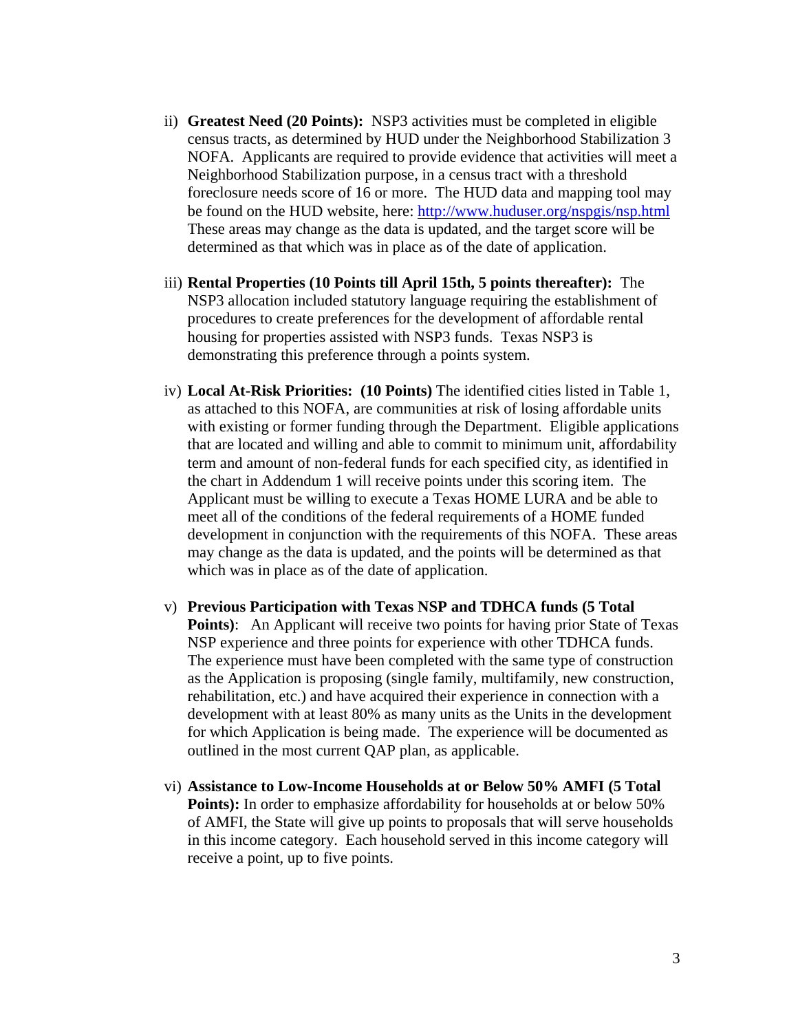ii) **Greatest Need (20 Points):** NSP3 activities must be completed in eligible census tracts, as determined by HUD under the Neighborhood Stabilization 3 NOFA. Applicants are required to provide evidence that activities will meet a Neighborhood Stabilization purpose, in a census tract with a threshold foreclosure needs score of 16 or more. The HUD data and mapping tool may be found on the HUD website, here: http://www.huduser.org/nspgis/nsp.html These areas may change as the data is updated, and the target score will be determined as that which was in place as of the date of application.

iii) **Rental Properties (10 Points till April 15th, 5 points thereafter):** The NSP3 allocation included statutory language requiring the establishment of procedures to create preferences for the development of affordable rental housing for properties assisted with NSP3 funds. Texas NSP3 is demonstrating this preference through a points system.

iv) **Local At-Risk Priorities: (10 Points)** The identified cities listed in Table 1, as attached to this NOFA, are communities at risk of losing affordable units with existing or former funding through the Department. Eligible applications that are located and willing and able to commit to minimum unit, affordability term and amount of non-federal funds for each specified city, as identified in the chart in Addendum 1 will receive points under this scoring item. The Applicant must be willing to execute a Texas HOME LURA and be able to meet all of the conditions of the federal requirements of a HOME funded development in conjunction with the requirements of this NOFA. These areas may change as the data is updated, and the points will be determined as that which was in place as of the date of application.

v) **Previous Participation with Texas NSP and TDHCA funds (5 Total Points)**: An Applicant will receive two points for having prior State of Texas NSP experience and three points for experience with other TDHCA funds. The experience must have been completed with the same type of construction as the Application is proposing (single family, multifamily, new construction, rehabilitation, etc.) and have acquired their experience in connection with a development with at least 80% as many units as the Units in the development for which Application is being made. The experience will be documented as outlined in the most current QAP plan, as applicable.

vi) **Assistance to Low-Income Households at or Below 50% AMFI (5 Total Points):** In order to emphasize affordability for households at or below 50% of AMFI, the State will give up points to proposals that will serve households in this income category. Each household served in this income category will receive a point, up to five points.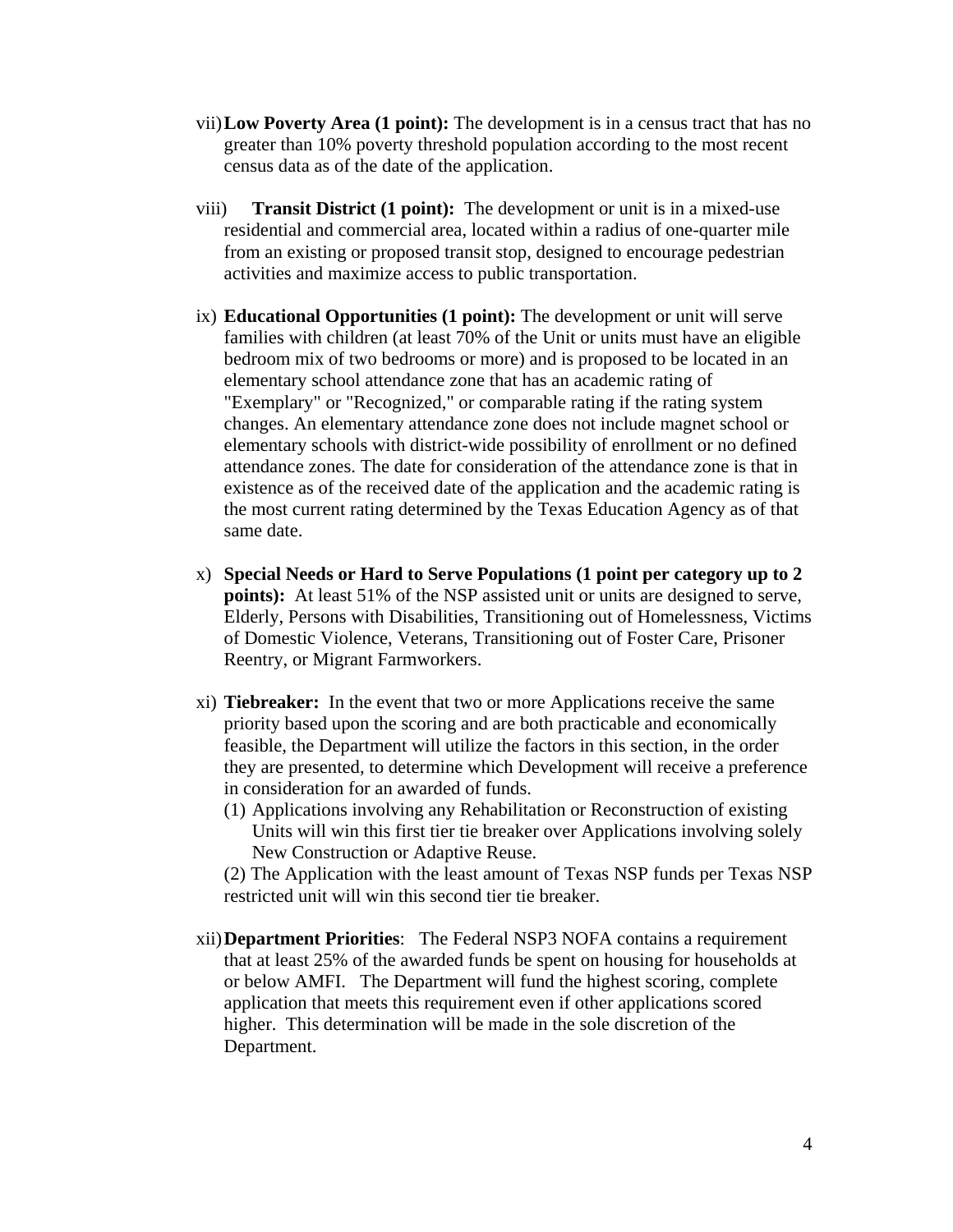vii) **Low Poverty Area (1 point):** The development is in a census tract that has no greater than 10% poverty threshold population according to the most recent census data as of the date of the application.

viii) **Transit District (1 point):** The development or unit is in a mixed-use residential and commercial area, located within a radius of one-quarter mile from an existing or proposed transit stop, designed to encourage pedestrian activities and maximize access to public transportation.

ix) **Educational Opportunities (1 point):** The development or unit will serve families with children (at least 70% of the Unit or units must have an eligible bedroom mix of two bedrooms or more) and is proposed to be located in an elementary school attendance zone that has an academic rating of "Exemplary" or "Recognized," or comparable rating if the rating system changes. An elementary attendance zone does not include magnet school or elementary schools with district-wide possibility of enrollment or no defined attendance zones. The date for consideration of the attendance zone is that in existence as of the received date of the application and the academic rating is the most current rating determined by the Texas Education Agency as of that same date.

x) **Special Needs or Hard to Serve Populations (1 point per category up to 2 points):** At least 51% of the NSP assisted unit or units are designed to serve, Elderly, Persons with Disabilities, Transitioning out of Homelessness, Victims of Domestic Violence, Veterans, Transitioning out of Foster Care, Prisoner Reentry, or Migrant Farmworkers.

xi) **Tiebreaker:** In the event that two or more Applications receive the same priority based upon the scoring and are both practicable and economically feasible, the Department will utilize the factors in this section, in the order they are presented, to determine which Development will receive a preference in consideration for an awarded of funds.

   (1) Applications involving any Rehabilitation or Reconstruction of existing Units will win this first tier tie breaker over Applications involving solely New Construction or Adaptive Reuse.

   (2) The Application with the least amount of Texas NSP funds per Texas NSP restricted unit will win this second tier tie breaker.

xii) **Department Priorities**: The Federal NSP3 NOFA contains a requirement that at least 25% of the awarded funds be spent on housing for households at or below AMFI. The Department will fund the highest scoring, complete application that meets this requirement even if other applications scored higher. This determination will be made in the sole discretion of the Department.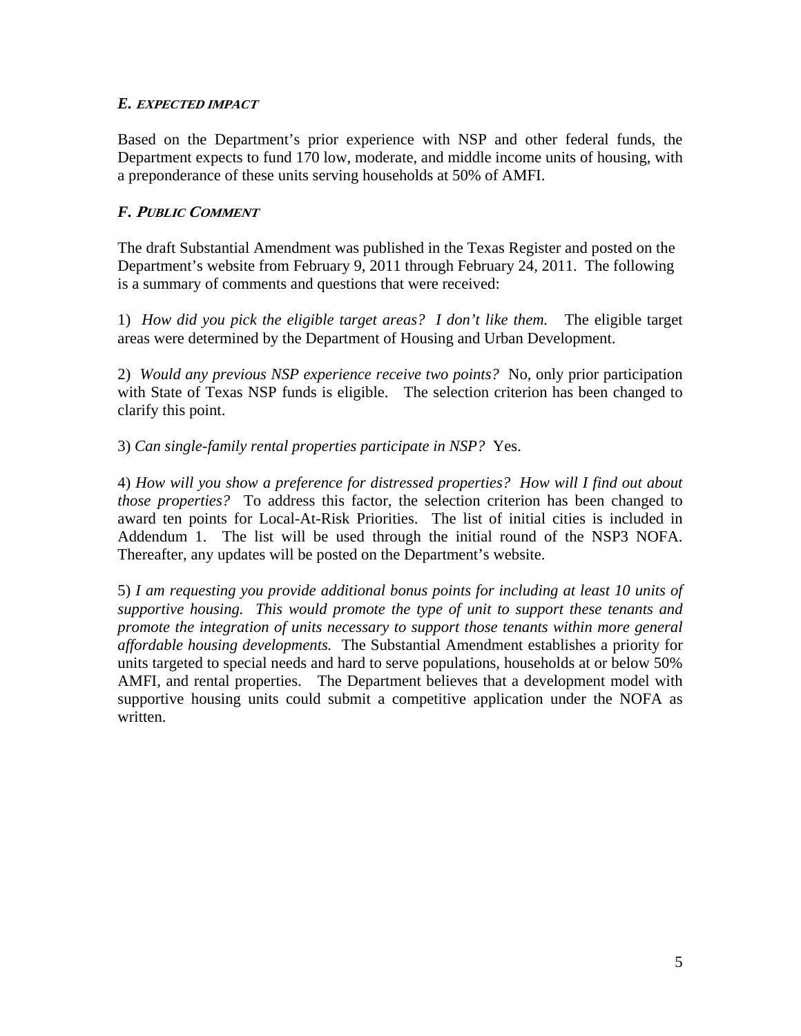### *E. EXPECTED IMPACT*

Based on the Department's prior experience with NSP and other federal funds, the Department expects to fund 170 low, moderate, and middle income units of housing, with a preponderance of these units serving households at 50% of AMFI.

### *F. PUBLIC COMMENT*

The draft Substantial Amendment was published in the Texas Register and posted on the Department's website from February 9, 2011 through February 24, 2011. The following is a summary of comments and questions that were received:

1) *How did you pick the eligible target areas? I don't like them.* The eligible target areas were determined by the Department of Housing and Urban Development.

2) *Would any previous NSP experience receive two points?* No, only prior participation with State of Texas NSP funds is eligible. The selection criterion has been changed to clarify this point.

3) *Can single-family rental properties participate in NSP?* Yes.

4) *How will you show a preference for distressed properties? How will I find out about those properties?* To address this factor, the selection criterion has been changed to award ten points for Local-At-Risk Priorities. The list of initial cities is included in Addendum 1. The list will be used through the initial round of the NSP3 NOFA. Thereafter, any updates will be posted on the Department's website.

5) *I am requesting you provide additional bonus points for including at least 10 units of supportive housing. This would promote the type of unit to support these tenants and promote the integration of units necessary to support those tenants within more general affordable housing developments.* The Substantial Amendment establishes a priority for units targeted to special needs and hard to serve populations, households at or below 50% AMFI, and rental properties. The Department believes that a development model with supportive housing units could submit a competitive application under the NOFA as written.